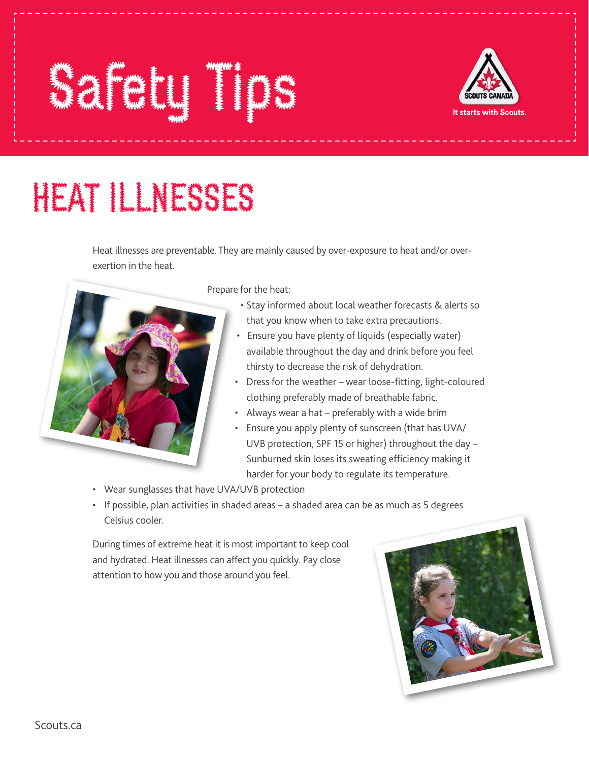# Safety Tips

SCOUTS CANADA

It starts with Scouts.

## HEAT ILLNESSES

Heat illnesses are preventable. They are mainly caused by over-exposure to heat and/or over-exertion in the heat.

Prepare for the heat:

- Stay informed about local weather forecasts & alerts so that you know when to take extra precautions.
- Ensure you have plenty of liquids (especially water) available throughout the day and drink before you feel thirsty to decrease the risk of dehydration.
- Dress for the weather – wear loose-fitting, light-coloured clothing preferably made of breathable fabric.
- Always wear a hat – preferably with a wide brim
- Ensure you apply plenty of sunscreen (that has UVA/UVB protection, SPF 15 or higher) throughout the day – Sunburned skin loses its sweating efficiency making it harder for your body to regulate its temperature.
- Wear sunglasses that have UVA/UVB protection
- If possible, plan activities in shaded areas – a shaded area can be as much as 5 degrees Celsius cooler.

During times of extreme heat it is most important to keep cool and hydrated. Heat illnesses can affect you quickly. Pay close attention to how you and those around you feel.

Scouts.ca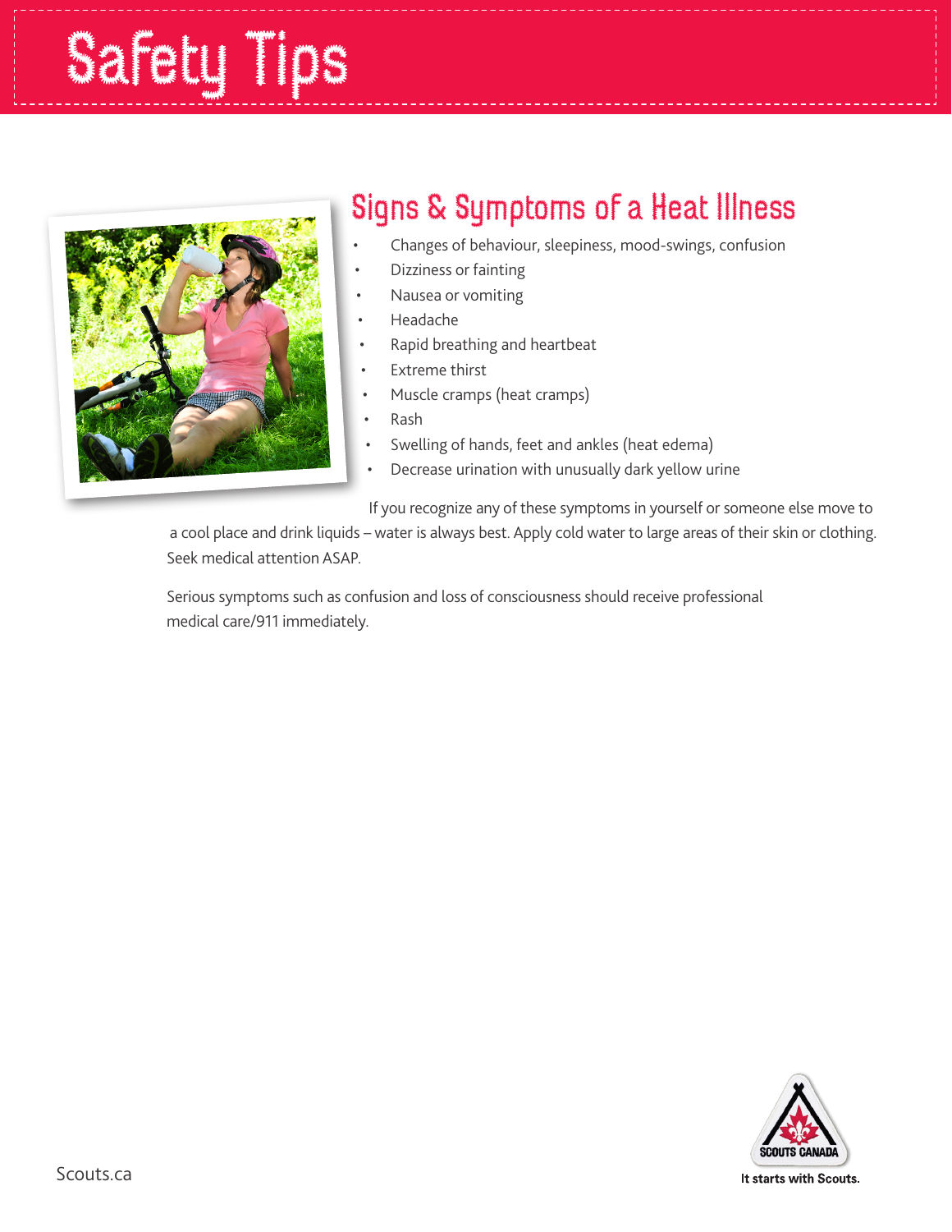# Safety Tips

## Signs & Symptoms of a Heat Illness

- Changes of behaviour, sleepiness, mood-swings, confusion
- Dizziness or fainting
- Nausea or vomiting
- Headache
- Rapid breathing and heartbeat
- Extreme thirst
- Muscle cramps (heat cramps)
- Rash
- Swelling of hands, feet and ankles (heat edema)
- Decrease urination with unusually dark yellow urine

If you recognize any of these symptoms in yourself or someone else move to a cool place and drink liquids – water is always best. Apply cold water to large areas of their skin or clothing. Seek medical attention ASAP.

Serious symptoms such as confusion and loss of consciousness should receive professional medical care/911 immediately.

Scouts.ca

SCOUTS CANADA

It starts with Scouts.